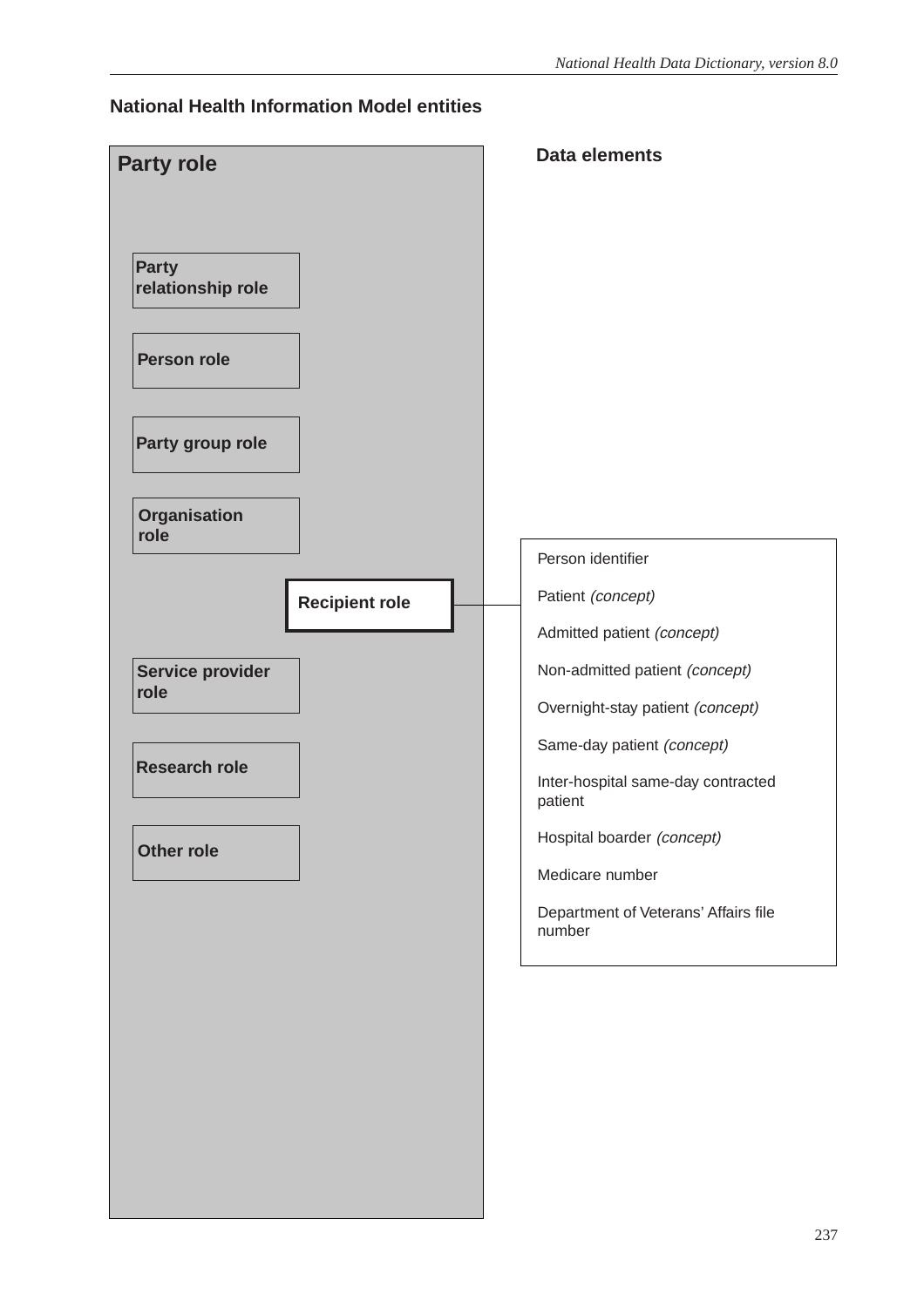## National Health Information Model entities

**Party role**

- **Party relationship role**
- **Person role**
- **Party group role**
- **Organisation role**
- **Recipient role**
- **Service provider role**
- **Research role**
- **Other role**

**Data elements**

Recipient role:

- Person identifier
- Patient *(concept)*
- Admitted patient *(concept)*
- Non-admitted patient *(concept)*
- Overnight-stay patient *(concept)*
- Same-day patient *(concept)*
- Inter-hospital same-day contracted patient
- Hospital boarder *(concept)*
- Medicare number
- Department of Veterans' Affairs file number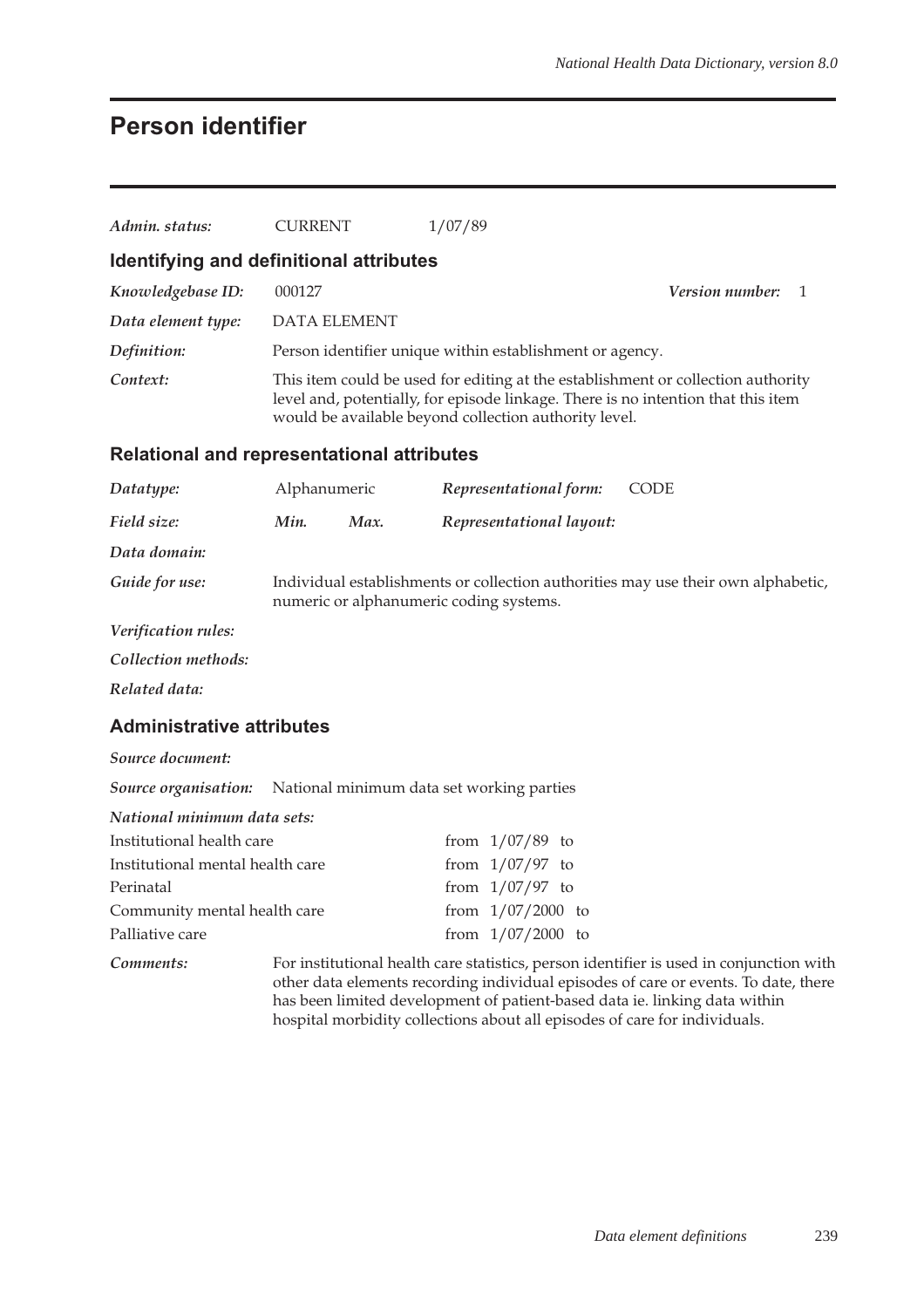# Person identifier

*Admin. status:* CURRENT 1/07/89

## Identifying and definitional attributes

*Knowledgebase ID:* 000127 *Version number:* 1

*Data element type:* DATA ELEMENT

*Definition:* Person identifier unique within establishment or agency.

*Context:* This item could be used for editing at the establishment or collection authority level and, potentially, for episode linkage. There is no intention that this item would be available beyond collection authority level.

## Relational and representational attributes

*Datatype:* Alphanumeric *Representational form:* CODE

*Field size:* *Min.* *Max.* *Representational layout:*

*Data domain:*

*Guide for use:* Individual establishments or collection authorities may use their own alphabetic, numeric or alphanumeric coding systems.

*Verification rules:*

*Collection methods:*

*Related data:*

## Administrative attributes

*Source document:*

*Source organisation:* National minimum data set working parties

*National minimum data sets:*

| | |
|---|---|
| Institutional health care | from 1/07/89 to |
| Institutional mental health care | from 1/07/97 to |
| Perinatal | from 1/07/97 to |
| Community mental health care | from 1/07/2000 to |
| Palliative care | from 1/07/2000 to |

*Comments:* For institutional health care statistics, person identifier is used in conjunction with other data elements recording individual episodes of care or events. To date, there has been limited development of patient-based data ie. linking data within hospital morbidity collections about all episodes of care for individuals.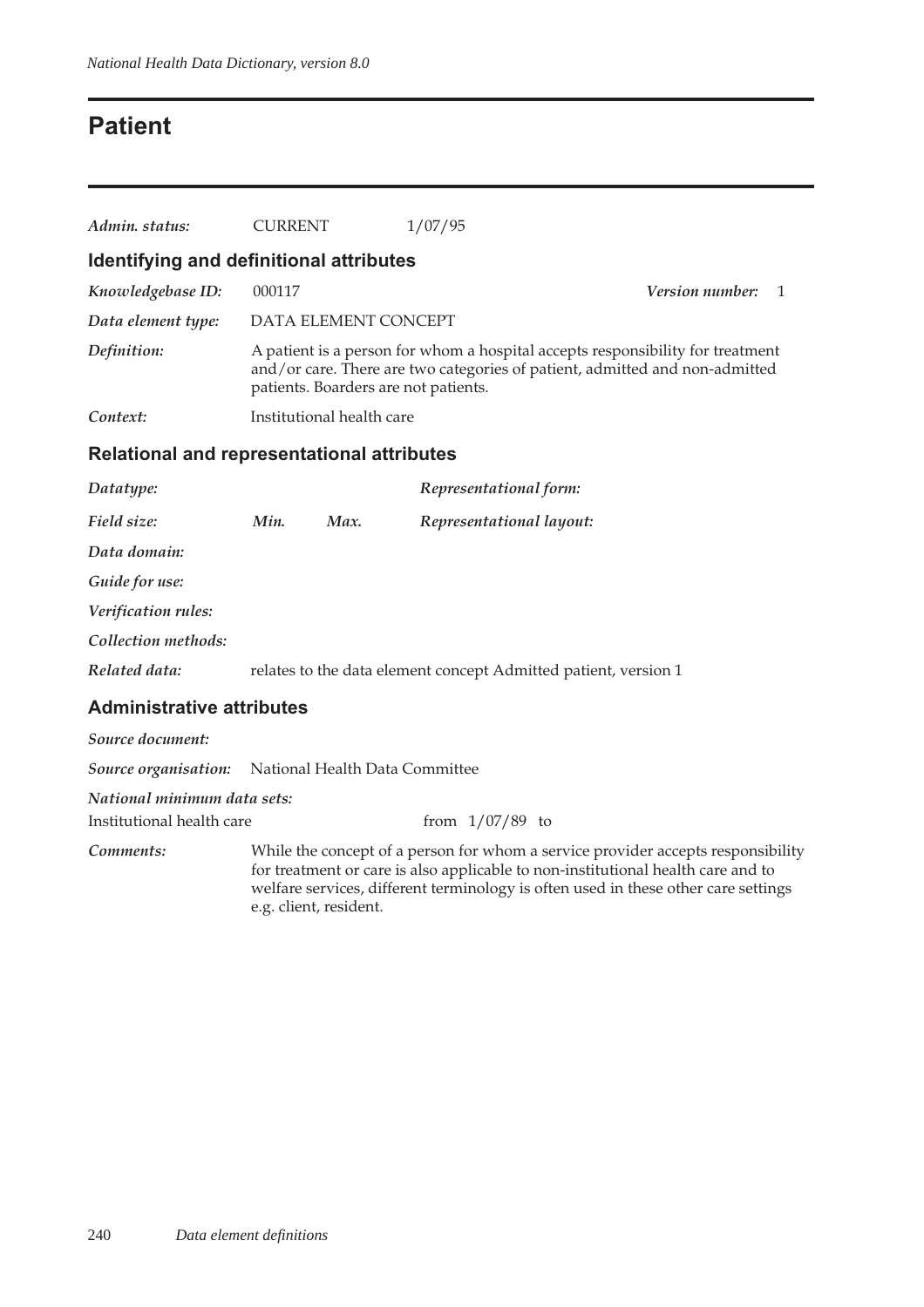# Patient

*Admin. status:* CURRENT 1/07/95

## Identifying and definitional attributes

*Knowledgebase ID:* 000117 *Version number:* 1

*Data element type:* DATA ELEMENT CONCEPT

*Definition:* A patient is a person for whom a hospital accepts responsibility for treatment and/or care. There are two categories of patient, admitted and non-admitted patients. Boarders are not patients.

*Context:* Institutional health care

## Relational and representational attributes

*Datatype:* *Representational form:*

*Field size:* *Min.* *Max.* *Representational layout:*

*Data domain:*

*Guide for use:*

*Verification rules:*

*Collection methods:*

*Related data:* relates to the data element concept Admitted patient, version 1

## Administrative attributes

*Source document:*

*Source organisation:* National Health Data Committee

*National minimum data sets:*

Institutional health care from 1/07/89 to

*Comments:* While the concept of a person for whom a service provider accepts responsibility for treatment or care is also applicable to non-institutional health care and to welfare services, different terminology is often used in these other care settings e.g. client, resident.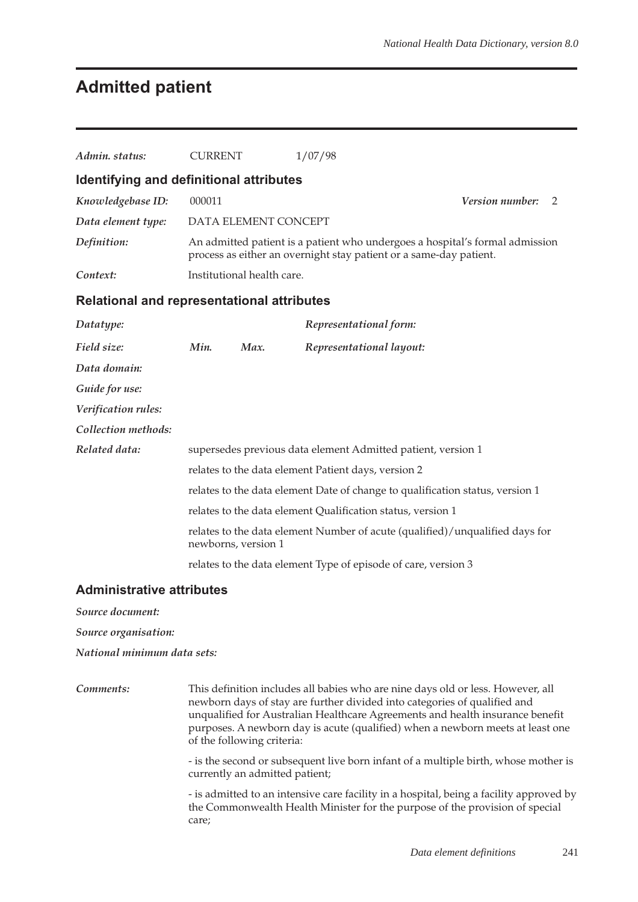# Admitted patient

*Admin. status:* CURRENT 1/07/98

## Identifying and definitional attributes

*Knowledgebase ID:* 000011 *Version number:* 2

*Data element type:* DATA ELEMENT CONCEPT

*Definition:* An admitted patient is a patient who undergoes a hospital's formal admission process as either an overnight stay patient or a same-day patient.

*Context:* Institutional health care.

## Relational and representational attributes

*Datatype:* *Representational form:*

*Field size:* *Min.* *Max.* *Representational layout:*

*Data domain:*

*Guide for use:*

*Verification rules:*

*Collection methods:*

*Related data:* supersedes previous data element Admitted patient, version 1

relates to the data element Patient days, version 2

relates to the data element Date of change to qualification status, version 1

relates to the data element Qualification status, version 1

relates to the data element Number of acute (qualified)/unqualified days for newborns, version 1

relates to the data element Type of episode of care, version 3

## Administrative attributes

*Source document:*

*Source organisation:*

*National minimum data sets:*

*Comments:* This definition includes all babies who are nine days old or less. However, all newborn days of stay are further divided into categories of qualified and unqualified for Australian Healthcare Agreements and health insurance benefit purposes. A newborn day is acute (qualified) when a newborn meets at least one of the following criteria:

- is the second or subsequent live born infant of a multiple birth, whose mother is currently an admitted patient;

- is admitted to an intensive care facility in a hospital, being a facility approved by the Commonwealth Health Minister for the purpose of the provision of special care;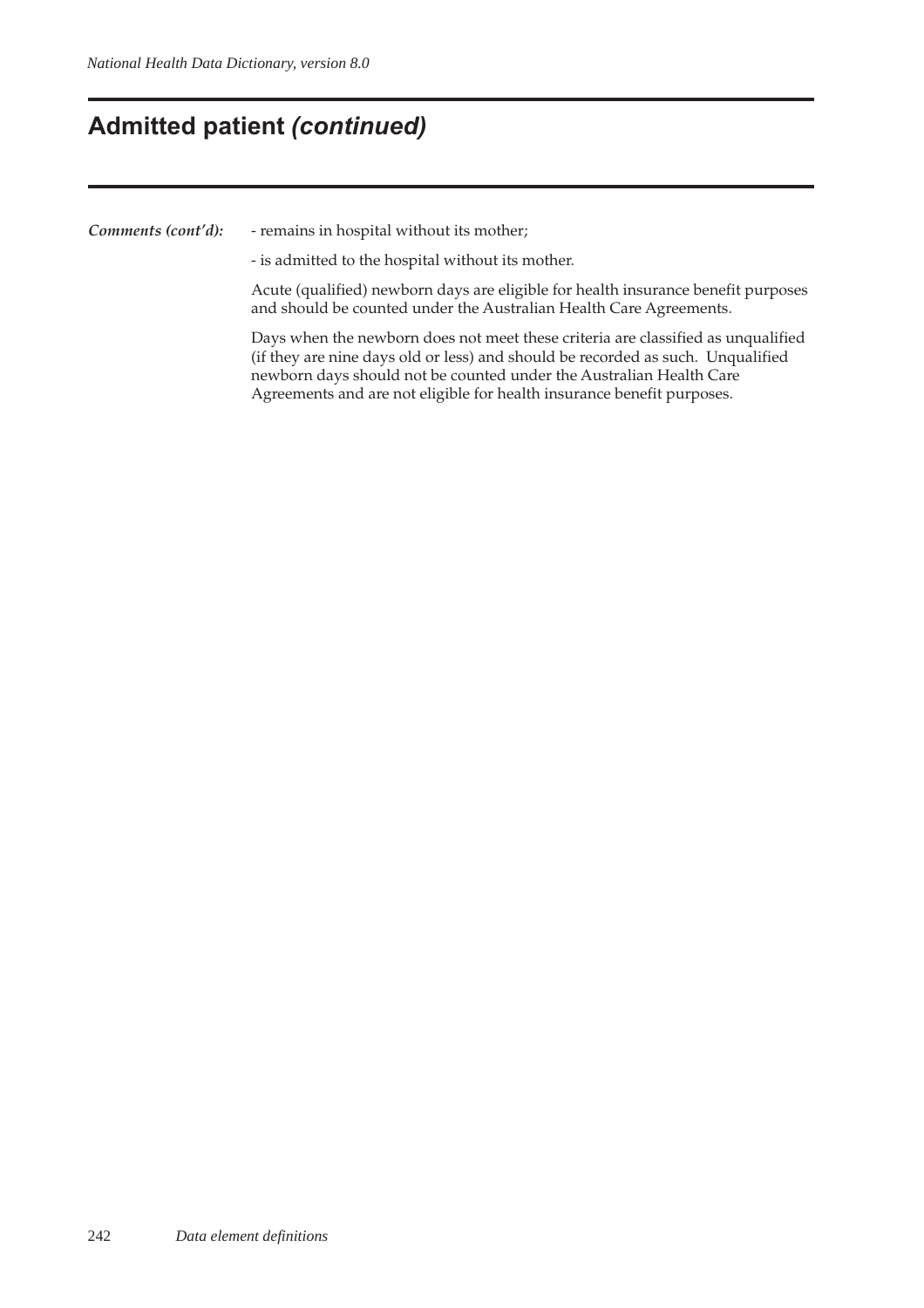## Admitted patient *(continued)*

***Comments (cont'd):***

- remains in hospital without its mother;

- is admitted to the hospital without its mother.

Acute (qualified) newborn days are eligible for health insurance benefit purposes and should be counted under the Australian Health Care Agreements.

Days when the newborn does not meet these criteria are classified as unqualified (if they are nine days old or less) and should be recorded as such. Unqualified newborn days should not be counted under the Australian Health Care Agreements and are not eligible for health insurance benefit purposes.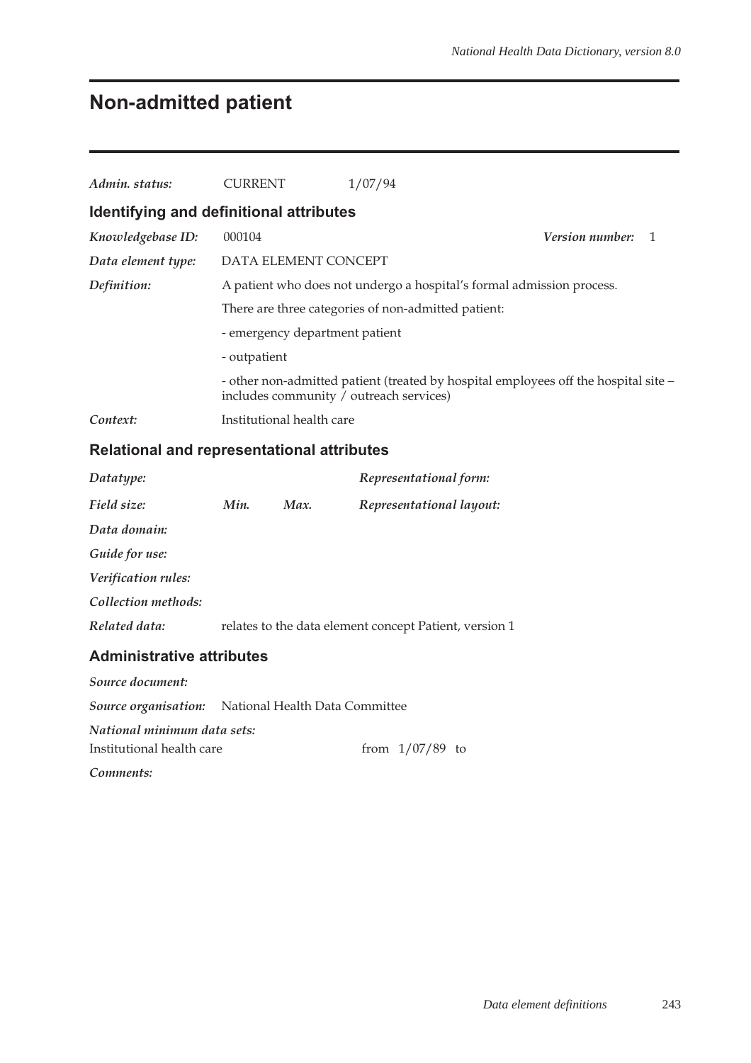# Non-admitted patient

*Admin. status:* CURRENT 1/07/94

## Identifying and definitional attributes

*Knowledgebase ID:* 000104 ***Version number:*** 1

*Data element type:* DATA ELEMENT CONCEPT

*Definition:* A patient who does not undergo a hospital's formal admission process.

There are three categories of non-admitted patient:

- emergency department patient
- outpatient
- other non-admitted patient (treated by hospital employees off the hospital site – includes community / outreach services)

*Context:* Institutional health care

## Relational and representational attributes

*Datatype:* *Representational form:*

*Field size:* ***Min.*** ***Max.*** *Representational layout:*

*Data domain:*

*Guide for use:*

*Verification rules:*

*Collection methods:*

*Related data:* relates to the data element concept Patient, version 1

## Administrative attributes

*Source document:*

*Source organisation:* National Health Data Committee

*National minimum data sets:*

Institutional health care from 1/07/89 to

*Comments:*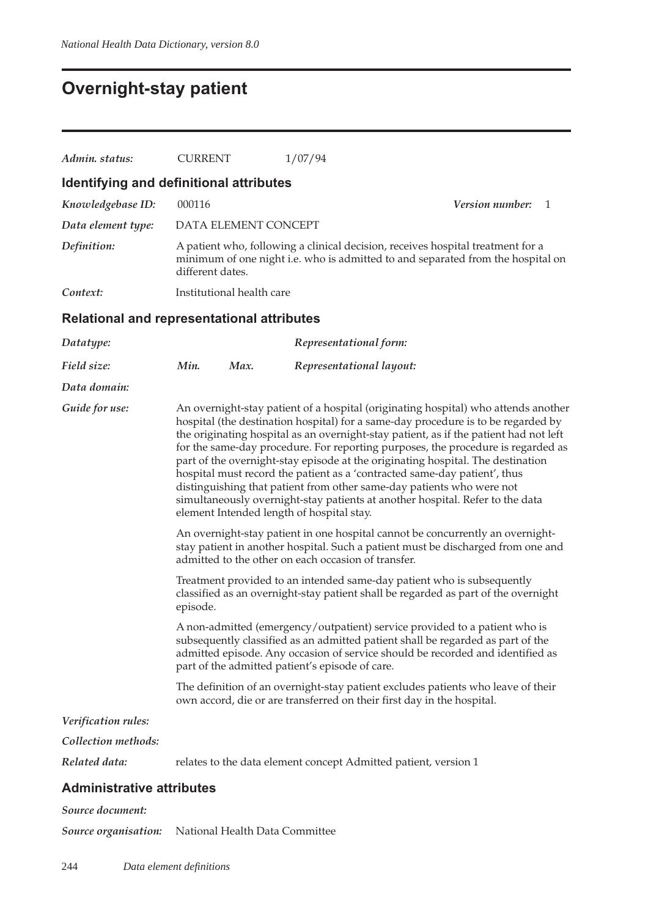# Overnight-stay patient

| | | | |
|---|---|---|---|
| *Admin. status:* | CURRENT | 1/07/94 | |

## Identifying and definitional attributes

*Knowledgebase ID:* 000116 *Version number:* 1

*Data element type:* DATA ELEMENT CONCEPT

*Definition:* A patient who, following a clinical decision, receives hospital treatment for a minimum of one night i.e. who is admitted to and separated from the hospital on different dates.

*Context:* Institutional health care

## Relational and representational attributes

*Datatype:* *Representational form:*

*Field size:* *Min.* *Max.* *Representational layout:*

*Data domain:*

*Guide for use:* An overnight-stay patient of a hospital (originating hospital) who attends another hospital (the destination hospital) for a same-day procedure is to be regarded by the originating hospital as an overnight-stay patient, as if the patient had not left for the same-day procedure. For reporting purposes, the procedure is regarded as part of the overnight-stay episode at the originating hospital. The destination hospital must record the patient as a 'contracted same-day patient', thus distinguishing that patient from other same-day patients who were not simultaneously overnight-stay patients at another hospital. Refer to the data element Intended length of hospital stay.

An overnight-stay patient in one hospital cannot be concurrently an overnight-stay patient in another hospital. Such a patient must be discharged from one and admitted to the other on each occasion of transfer.

Treatment provided to an intended same-day patient who is subsequently classified as an overnight-stay patient shall be regarded as part of the overnight episode.

A non-admitted (emergency/outpatient) service provided to a patient who is subsequently classified as an admitted patient shall be regarded as part of the admitted episode. Any occasion of service should be recorded and identified as part of the admitted patient's episode of care.

The definition of an overnight-stay patient excludes patients who leave of their own accord, die or are transferred on their first day in the hospital.

*Verification rules:*

*Collection methods:*

*Related data:* relates to the data element concept Admitted patient, version 1

## Administrative attributes

*Source document:*

*Source organisation:* National Health Data Committee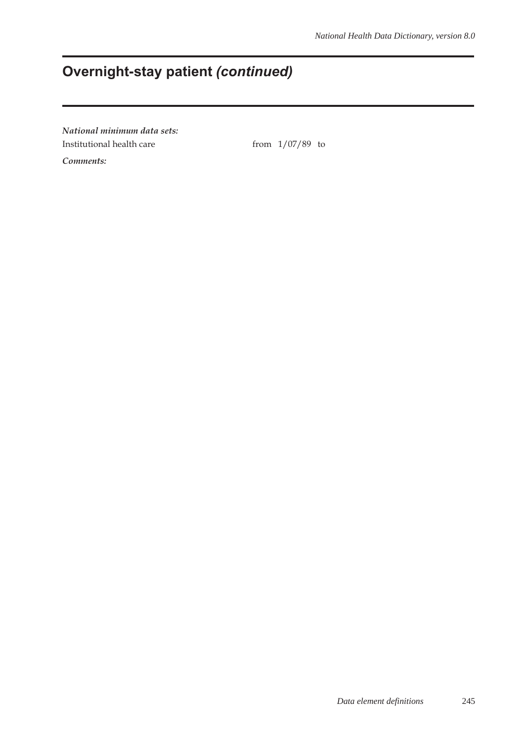# Overnight-stay patient *(continued)*

***National minimum data sets:***

Institutional health care from 1/07/89 to

***Comments:***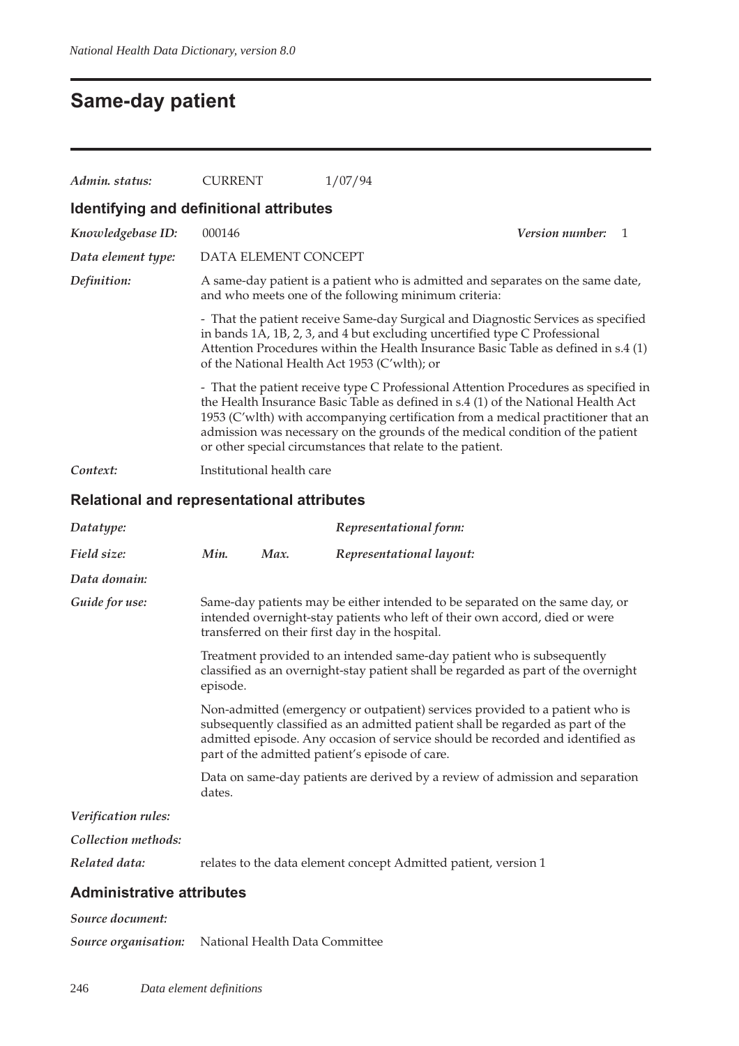# Same-day patient

| *Admin. status:* | CURRENT | 1/07/94 |
|---|---|---|

## Identifying and definitional attributes

*Knowledgebase ID:* 000146 *Version number:* 1

*Data element type:* DATA ELEMENT CONCEPT

*Definition:* A same-day patient is a patient who is admitted and separates on the same date, and who meets one of the following minimum criteria:

- That the patient receive Same-day Surgical and Diagnostic Services as specified in bands 1A, 1B, 2, 3, and 4 but excluding uncertified type C Professional Attention Procedures within the Health Insurance Basic Table as defined in s.4 (1) of the National Health Act 1953 (C'wlth); or

- That the patient receive type C Professional Attention Procedures as specified in the Health Insurance Basic Table as defined in s.4 (1) of the National Health Act 1953 (C'wlth) with accompanying certification from a medical practitioner that an admission was necessary on the grounds of the medical condition of the patient or other special circumstances that relate to the patient.

*Context:* Institutional health care

## Relational and representational attributes

*Datatype:* *Representational form:*

*Field size:* *Min.* *Max.* *Representational layout:*

*Data domain:*

*Guide for use:* Same-day patients may be either intended to be separated on the same day, or intended overnight-stay patients who left of their own accord, died or were transferred on their first day in the hospital.

Treatment provided to an intended same-day patient who is subsequently classified as an overnight-stay patient shall be regarded as part of the overnight episode.

Non-admitted (emergency or outpatient) services provided to a patient who is subsequently classified as an admitted patient shall be regarded as part of the admitted episode. Any occasion of service should be recorded and identified as part of the admitted patient's episode of care.

Data on same-day patients are derived by a review of admission and separation dates.

*Verification rules:*

*Collection methods:*

*Related data:* relates to the data element concept Admitted patient, version 1

## Administrative attributes

*Source document:*

*Source organisation:* National Health Data Committee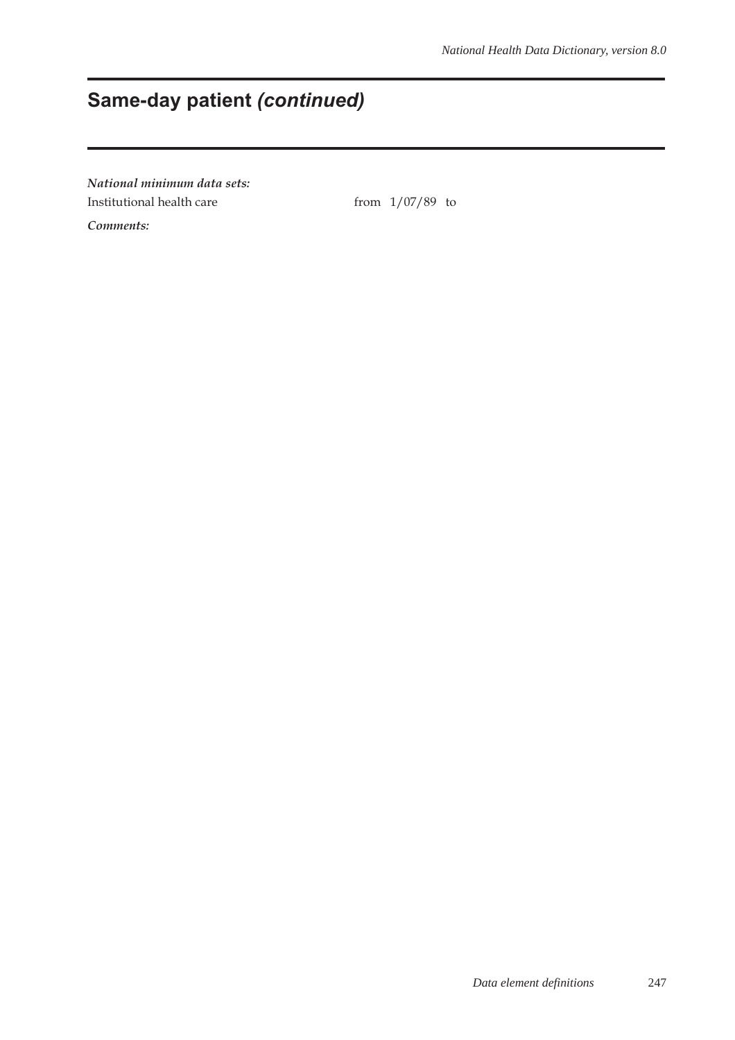## Same-day patient *(continued)*

***National minimum data sets:***

Institutional health care from 1/07/89 to

***Comments:***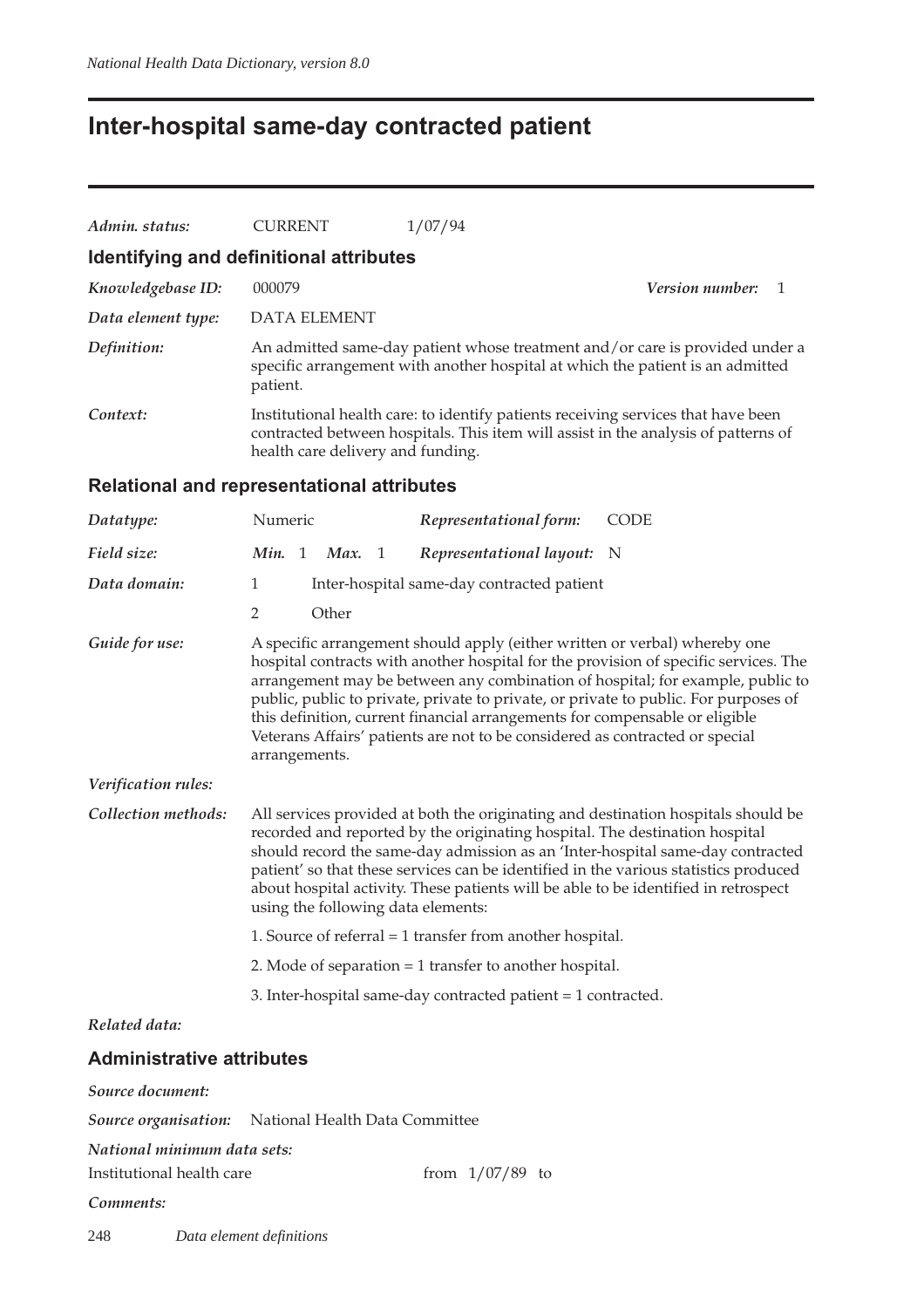# Inter-hospital same-day contracted patient

*Admin. status:* CURRENT 1/07/94

## Identifying and definitional attributes

*Knowledgebase ID:* 000079 *Version number:* 1

*Data element type:* DATA ELEMENT

*Definition:* An admitted same-day patient whose treatment and/or care is provided under a specific arrangement with another hospital at which the patient is an admitted patient.

*Context:* Institutional health care: to identify patients receiving services that have been contracted between hospitals. This item will assist in the analysis of patterns of health care delivery and funding.

## Relational and representational attributes

*Datatype:* Numeric *Representational form:* CODE

*Field size:* *Min.* 1 *Max.* 1 *Representational layout:* N

*Data domain:*

1 Inter-hospital same-day contracted patient

2 Other

*Guide for use:* A specific arrangement should apply (either written or verbal) whereby one hospital contracts with another hospital for the provision of specific services. The arrangement may be between any combination of hospital; for example, public to public, public to private, private to private, or private to public. For purposes of this definition, current financial arrangements for compensable or eligible Veterans Affairs' patients are not to be considered as contracted or special arrangements.

*Verification rules:*

*Collection methods:* All services provided at both the originating and destination hospitals should be recorded and reported by the originating hospital. The destination hospital should record the same-day admission as an 'Inter-hospital same-day contracted patient' so that these services can be identified in the various statistics produced about hospital activity. These patients will be able to be identified in retrospect using the following data elements:

1. Source of referral = 1 transfer from another hospital.

2. Mode of separation = 1 transfer to another hospital.

3. Inter-hospital same-day contracted patient = 1 contracted.

*Related data:*

## Administrative attributes

*Source document:*

*Source organisation:* National Health Data Committee

*National minimum data sets:*

Institutional health care from 1/07/89 to

*Comments:*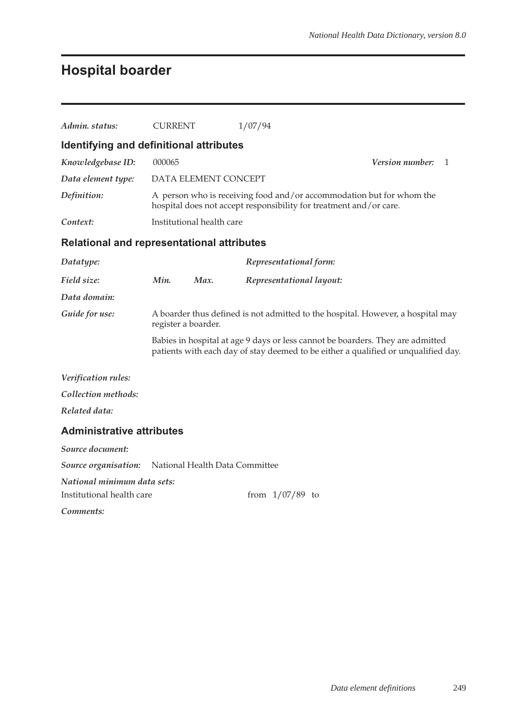# Hospital boarder

*Admin. status:* CURRENT 1/07/94

## Identifying and definitional attributes

*Knowledgebase ID:* 000065 *Version number:* 1

*Data element type:* DATA ELEMENT CONCEPT

*Definition:* A person who is receiving food and/or accommodation but for whom the hospital does not accept responsibility for treatment and/or care.

*Context:* Institutional health care

## Relational and representational attributes

*Datatype:* *Representational form:*

*Field size:* *Min.* *Max.* *Representational layout:*

*Data domain:*

*Guide for use:* A boarder thus defined is not admitted to the hospital. However, a hospital may register a boarder.

Babies in hospital at age 9 days or less cannot be boarders. They are admitted patients with each day of stay deemed to be either a qualified or unqualified day.

*Verification rules:*

*Collection methods:*

*Related data:*

## Administrative attributes

*Source document:*

*Source organisation:* National Health Data Committee

*National minimum data sets:*

Institutional health care from 1/07/89 to

*Comments:*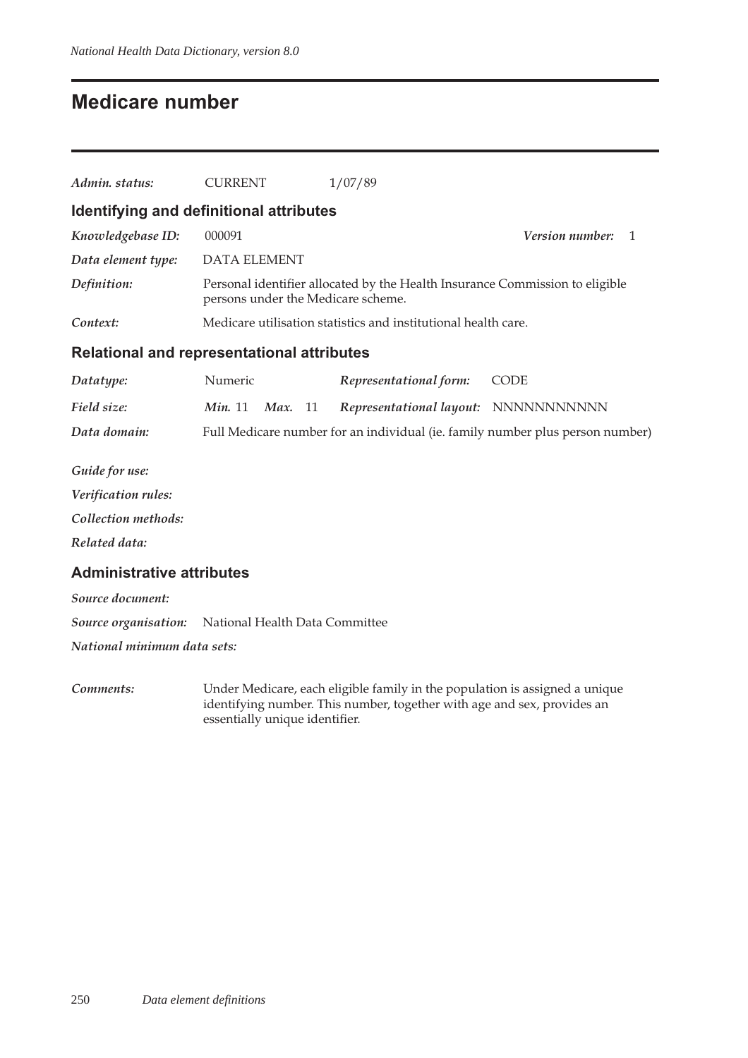# Medicare number

***Admin. status:*** CURRENT 1/07/89

## Identifying and definitional attributes

***Knowledgebase ID:*** 000091 ***Version number:*** 1

***Data element type:*** DATA ELEMENT

***Definition:*** Personal identifier allocated by the Health Insurance Commission to eligible persons under the Medicare scheme.

***Context:*** Medicare utilisation statistics and institutional health care.

## Relational and representational attributes

***Datatype:*** Numeric ***Representational form:*** CODE

***Field size:*** ***Min.*** 11 ***Max.*** 11 ***Representational layout:*** NNNNNNNNNNN

***Data domain:*** Full Medicare number for an individual (ie. family number plus person number)

***Guide for use:***

***Verification rules:***

***Collection methods:***

***Related data:***

## Administrative attributes

***Source document:***

***Source organisation:*** National Health Data Committee

***National minimum data sets:***

***Comments:*** Under Medicare, each eligible family in the population is assigned a unique identifying number. This number, together with age and sex, provides an essentially unique identifier.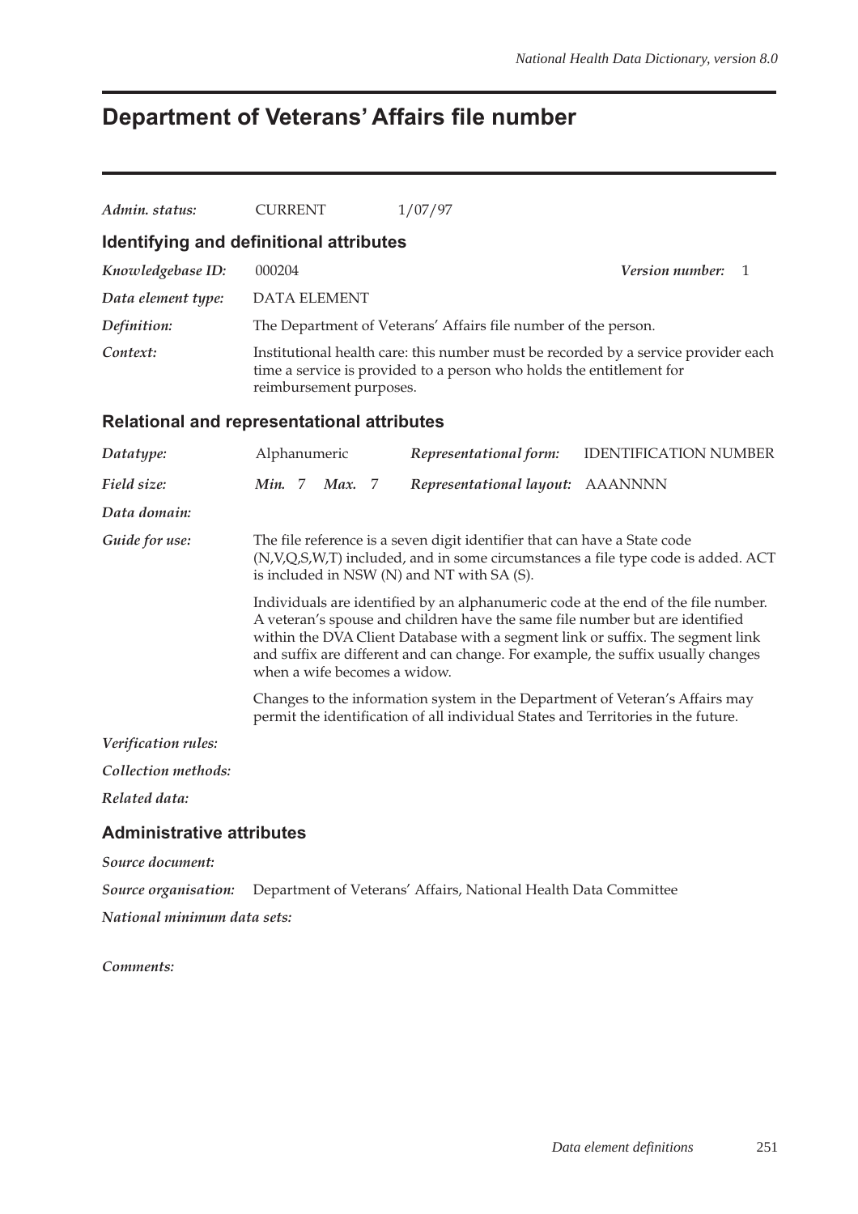# Department of Veterans' Affairs file number

| | | |
|---|---|---|
| *Admin. status:* | CURRENT | 1/07/97 |

## Identifying and definitional attributes

*Knowledgebase ID:* 000204 &nbsp;&nbsp;&nbsp;&nbsp; ***Version number:*** 1

*Data element type:* DATA ELEMENT

*Definition:* The Department of Veterans' Affairs file number of the person.

*Context:* Institutional health care: this number must be recorded by a service provider each time a service is provided to a person who holds the entitlement for reimbursement purposes.

## Relational and representational attributes

| | | | |
|---|---|---|---|
| *Datatype:* | Alphanumeric | ***Representational form:*** | IDENTIFICATION NUMBER |
| *Field size:* | ***Min.*** 7 ***Max.*** 7 | ***Representational layout:*** | AAANNNN |

*Data domain:*

*Guide for use:* The file reference is a seven digit identifier that can have a State code (N,V,Q,S,W,T) included, and in some circumstances a file type code is added. ACT is included in NSW (N) and NT with SA (S).

Individuals are identified by an alphanumeric code at the end of the file number. A veteran's spouse and children have the same file number but are identified within the DVA Client Database with a segment link or suffix. The segment link and suffix are different and can change. For example, the suffix usually changes when a wife becomes a widow.

Changes to the information system in the Department of Veteran's Affairs may permit the identification of all individual States and Territories in the future.

*Verification rules:*

*Collection methods:*

*Related data:*

## Administrative attributes

*Source document:*

*Source organisation:* Department of Veterans' Affairs, National Health Data Committee

*National minimum data sets:*

*Comments:*